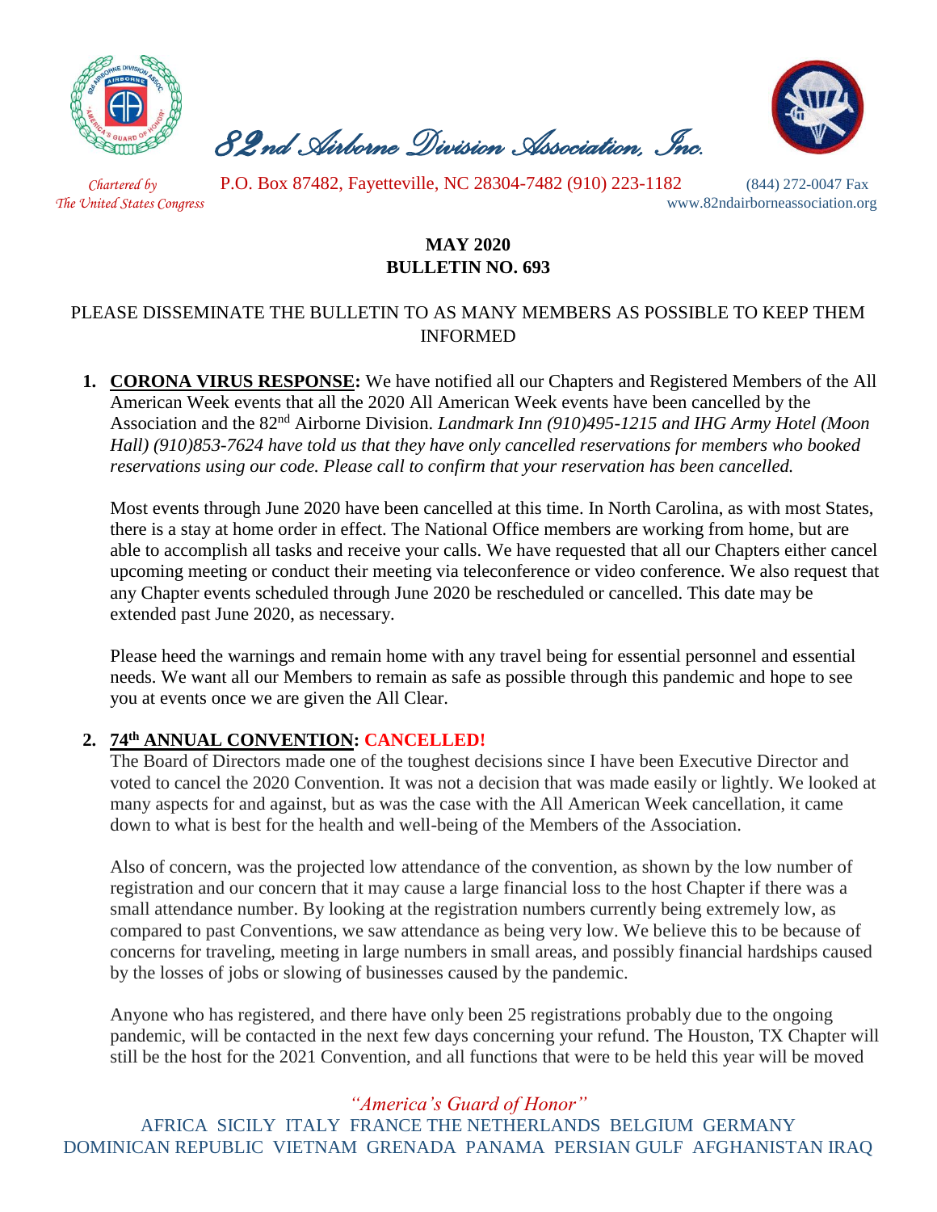# 82nd Airborne Division Association, Inc.

*Chartered by The United States Congress*

P.O. Box 87482, Fayetteville, NC 28304-7482 (910) 223-1182 (844) 272-0047 Fax
www.82ndairborneassociation.org

**MAY 2020**
**BULLETIN NO. 693**

PLEASE DISSEMINATE THE BULLETIN TO AS MANY MEMBERS AS POSSIBLE TO KEEP THEM INFORMED

1. **CORONA VIRUS RESPONSE:** We have notified all our Chapters and Registered Members of the All American Week events that all the 2020 All American Week events have been cancelled by the Association and the 82nd Airborne Division. *Landmark Inn (910)495-1215 and IHG Army Hotel (Moon Hall) (910)853-7624 have told us that they have only cancelled reservations for members who booked reservations using our code. Please call to confirm that your reservation has been cancelled.*

   Most events through June 2020 have been cancelled at this time. In North Carolina, as with most States, there is a stay at home order in effect. The National Office members are working from home, but are able to accomplish all tasks and receive your calls. We have requested that all our Chapters either cancel upcoming meeting or conduct their meeting via teleconference or video conference. We also request that any Chapter events scheduled through June 2020 be rescheduled or cancelled. This date may be extended past June 2020, as necessary.

   Please heed the warnings and remain home with any travel being for essential personnel and essential needs. We want all our Members to remain as safe as possible through this pandemic and hope to see you at events once we are given the All Clear.

2. **74th ANNUAL CONVENTION: CANCELLED!**
   The Board of Directors made one of the toughest decisions since I have been Executive Director and voted to cancel the 2020 Convention. It was not a decision that was made easily or lightly. We looked at many aspects for and against, but as was the case with the All American Week cancellation, it came down to what is best for the health and well-being of the Members of the Association.

   Also of concern, was the projected low attendance of the convention, as shown by the low number of registration and our concern that it may cause a large financial loss to the host Chapter if there was a small attendance number. By looking at the registration numbers currently being extremely low, as compared to past Conventions, we saw attendance as being very low. We believe this to be because of concerns for traveling, meeting in large numbers in small areas, and possibly financial hardships caused by the losses of jobs or slowing of businesses caused by the pandemic.

   Anyone who has registered, and there have only been 25 registrations probably due to the ongoing pandemic, will be contacted in the next few days concerning your refund. The Houston, TX Chapter will still be the host for the 2021 Convention, and all functions that were to be held this year will be moved

*"America's Guard of Honor"*

AFRICA SICILY ITALY FRANCE THE NETHERLANDS BELGIUM GERMANY DOMINICAN REPUBLIC VIETNAM GRENADA PANAMA PERSIAN GULF AFGHANISTAN IRAQ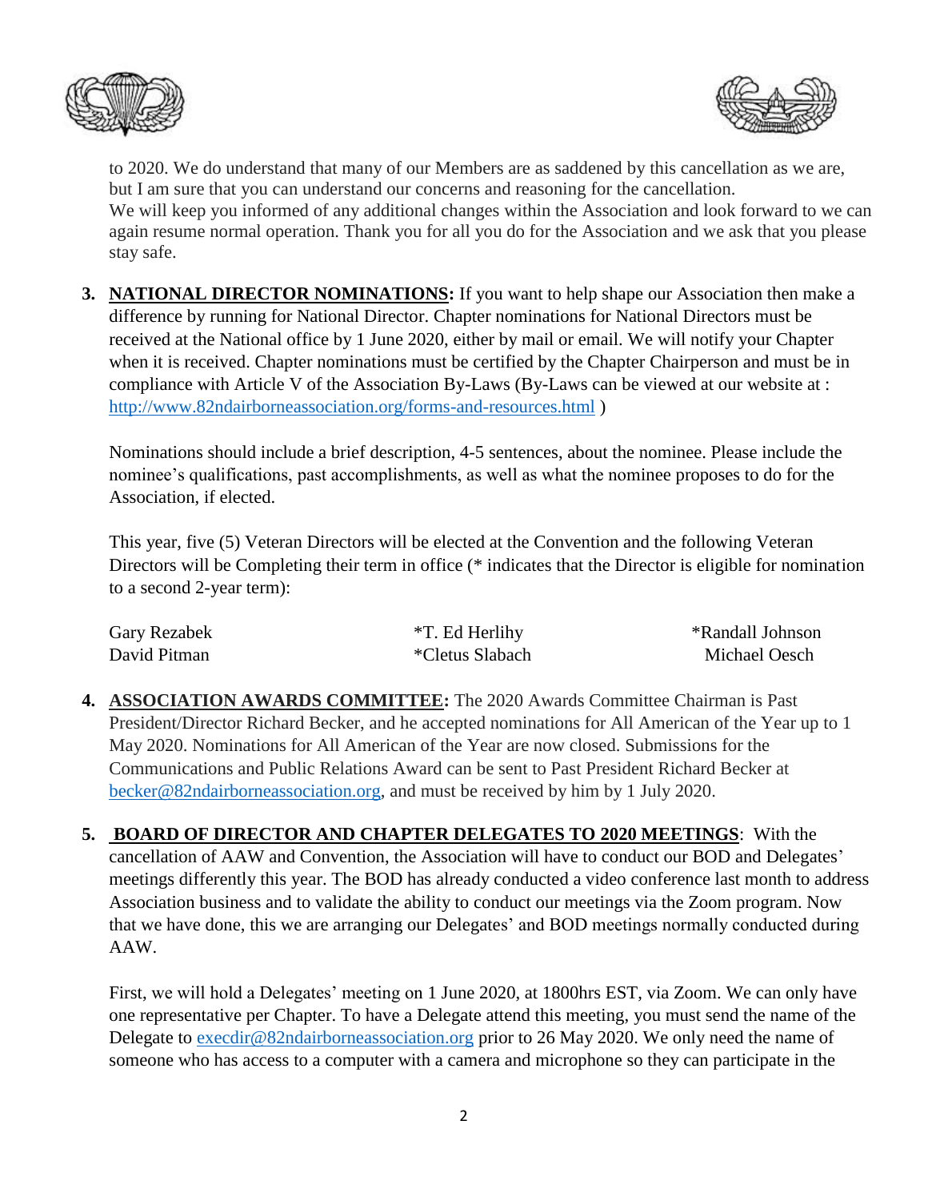to 2020. We do understand that many of our Members are as saddened by this cancellation as we are, but I am sure that you can understand our concerns and reasoning for the cancellation.
We will keep you informed of any additional changes within the Association and look forward to we can again resume normal operation. Thank you for all you do for the Association and we ask that you please stay safe.

3. **NATIONAL DIRECTOR NOMINATIONS:** If you want to help shape our Association then make a difference by running for National Director. Chapter nominations for National Directors must be received at the National office by 1 June 2020, either by mail or email. We will notify your Chapter when it is received. Chapter nominations must be certified by the Chapter Chairperson and must be in compliance with Article V of the Association By-Laws (By-Laws can be viewed at our website at : http://www.82ndairborneassociation.org/forms-and-resources.html )

   Nominations should include a brief description, 4-5 sentences, about the nominee. Please include the nominee's qualifications, past accomplishments, as well as what the nominee proposes to do for the Association, if elected.

   This year, five (5) Veteran Directors will be elected at the Convention and the following Veteran Directors will be Completing their term in office (* indicates that the Director is eligible for nomination to a second 2-year term):

   | | | |
   |---|---|---|
   | Gary Rezabek | *T. Ed Herlihy | *Randall Johnson |
   | David Pitman | *Cletus Slabach | Michael Oesch |

4. **ASSOCIATION AWARDS COMMITTEE:** The 2020 Awards Committee Chairman is Past President/Director Richard Becker, and he accepted nominations for All American of the Year up to 1 May 2020. Nominations for All American of the Year are now closed. Submissions for the Communications and Public Relations Award can be sent to Past President Richard Becker at becker@82ndairborneassociation.org, and must be received by him by 1 July 2020.

5. **BOARD OF DIRECTOR AND CHAPTER DELEGATES TO 2020 MEETINGS**: With the cancellation of AAW and Convention, the Association will have to conduct our BOD and Delegates' meetings differently this year. The BOD has already conducted a video conference last month to address Association business and to validate the ability to conduct our meetings via the Zoom program. Now that we have done, this we are arranging our Delegates' and BOD meetings normally conducted during AAW.

   First, we will hold a Delegates' meeting on 1 June 2020, at 1800hrs EST, via Zoom. We can only have one representative per Chapter. To have a Delegate attend this meeting, you must send the name of the Delegate to execdir@82ndairborneassociation.org prior to 26 May 2020. We only need the name of someone who has access to a computer with a camera and microphone so they can participate in the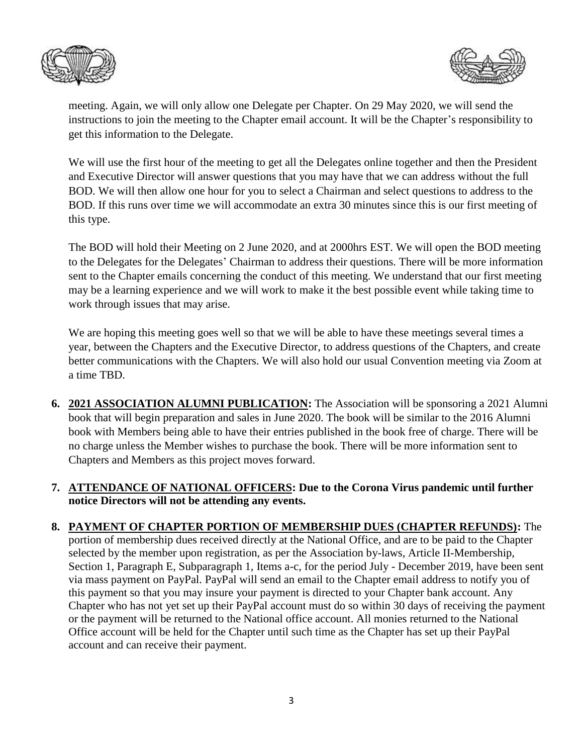meeting. Again, we will only allow one Delegate per Chapter. On 29 May 2020, we will send the instructions to join the meeting to the Chapter email account. It will be the Chapter's responsibility to get this information to the Delegate.

We will use the first hour of the meeting to get all the Delegates online together and then the President and Executive Director will answer questions that you may have that we can address without the full BOD. We will then allow one hour for you to select a Chairman and select questions to address to the BOD. If this runs over time we will accommodate an extra 30 minutes since this is our first meeting of this type.

The BOD will hold their Meeting on 2 June 2020, and at 2000hrs EST. We will open the BOD meeting to the Delegates for the Delegates' Chairman to address their questions. There will be more information sent to the Chapter emails concerning the conduct of this meeting. We understand that our first meeting may be a learning experience and we will work to make it the best possible event while taking time to work through issues that may arise.

We are hoping this meeting goes well so that we will be able to have these meetings several times a year, between the Chapters and the Executive Director, to address questions of the Chapters, and create better communications with the Chapters. We will also hold our usual Convention meeting via Zoom at a time TBD.

6. **2021 ASSOCIATION ALUMNI PUBLICATION:** The Association will be sponsoring a 2021 Alumni book that will begin preparation and sales in June 2020. The book will be similar to the 2016 Alumni book with Members being able to have their entries published in the book free of charge. There will be no charge unless the Member wishes to purchase the book. There will be more information sent to Chapters and Members as this project moves forward.

7. **ATTENDANCE OF NATIONAL OFFICERS: Due to the Corona Virus pandemic until further notice Directors will not be attending any events.**

8. **PAYMENT OF CHAPTER PORTION OF MEMBERSHIP DUES (CHAPTER REFUNDS):** The portion of membership dues received directly at the National Office, and are to be paid to the Chapter selected by the member upon registration, as per the Association by-laws, Article II-Membership, Section 1, Paragraph E, Subparagraph 1, Items a-c, for the period July - December 2019, have been sent via mass payment on PayPal. PayPal will send an email to the Chapter email address to notify you of this payment so that you may insure your payment is directed to your Chapter bank account. Any Chapter who has not yet set up their PayPal account must do so within 30 days of receiving the payment or the payment will be returned to the National office account. All monies returned to the National Office account will be held for the Chapter until such time as the Chapter has set up their PayPal account and can receive their payment.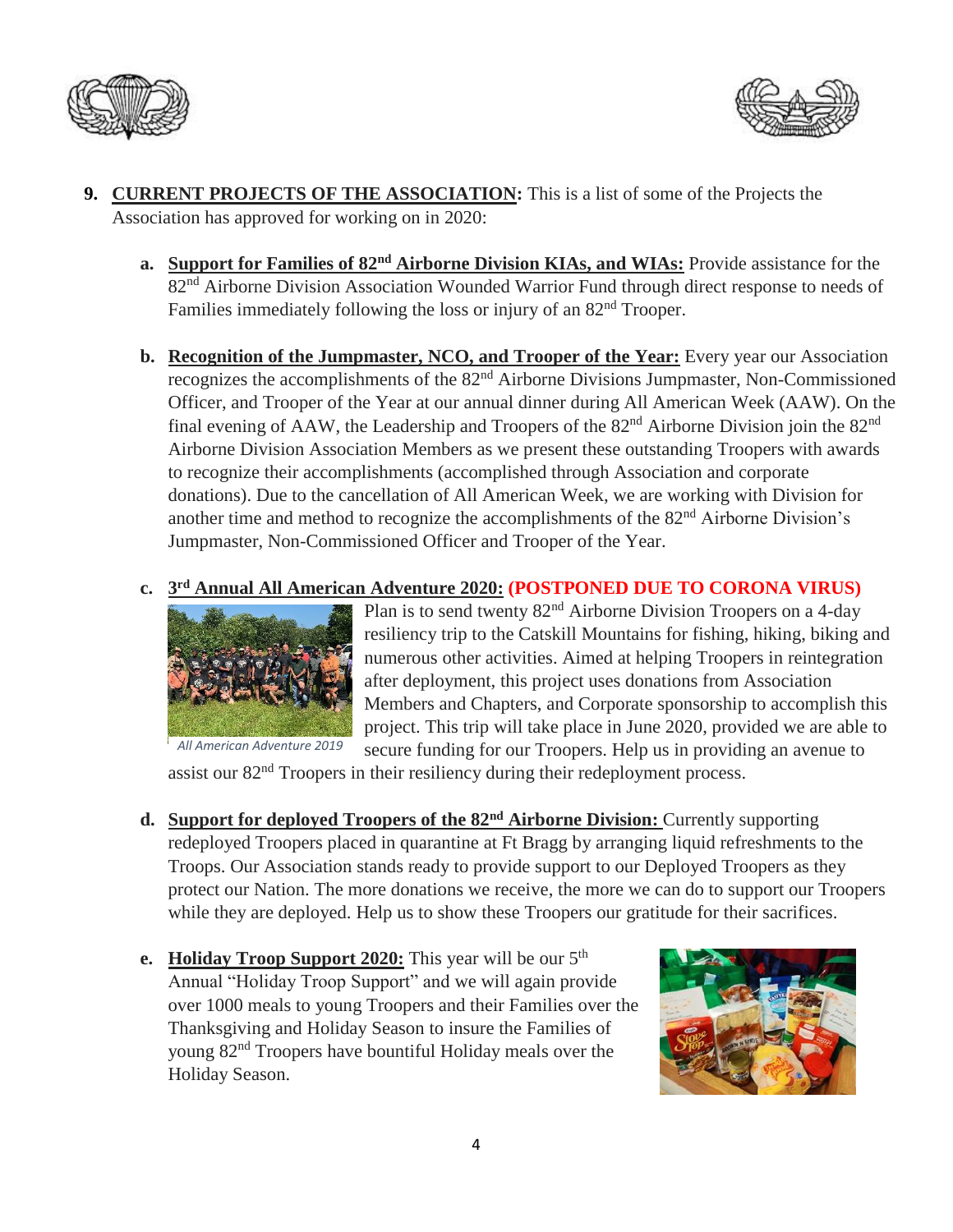9. **CURRENT PROJECTS OF THE ASSOCIATION:** This is a list of some of the Projects the Association has approved for working on in 2020:

   a. **Support for Families of 82nd Airborne Division KIAs, and WIAs:** Provide assistance for the 82nd Airborne Division Association Wounded Warrior Fund through direct response to needs of Families immediately following the loss or injury of an 82nd Trooper.

   b. **Recognition of the Jumpmaster, NCO, and Trooper of the Year:** Every year our Association recognizes the accomplishments of the 82nd Airborne Divisions Jumpmaster, Non-Commissioned Officer, and Trooper of the Year at our annual dinner during All American Week (AAW). On the final evening of AAW, the Leadership and Troopers of the 82nd Airborne Division join the 82nd Airborne Division Association Members as we present these outstanding Troopers with awards to recognize their accomplishments (accomplished through Association and corporate donations). Due to the cancellation of All American Week, we are working with Division for another time and method to recognize the accomplishments of the 82nd Airborne Division's Jumpmaster, Non-Commissioned Officer and Trooper of the Year.

   c. **3rd Annual All American Adventure 2020:** **(POSTPONED DUE TO CORONA VIRUS)** Plan is to send twenty 82nd Airborne Division Troopers on a 4-day resiliency trip to the Catskill Mountains for fishing, hiking, biking and numerous other activities. Aimed at helping Troopers in reintegration after deployment, this project uses donations from Association Members and Chapters, and Corporate sponsorship to accomplish this project. This trip will take place in June 2020, provided we are able to secure funding for our Troopers. Help us in providing an avenue to assist our 82nd Troopers in their resiliency during their redeployment process.

      *All American Adventure 2019*

   d. **Support for deployed Troopers of the 82nd Airborne Division:** Currently supporting redeployed Troopers placed in quarantine at Ft Bragg by arranging liquid refreshments to the Troops. Our Association stands ready to provide support to our Deployed Troopers as they protect our Nation. The more donations we receive, the more we can do to support our Troopers while they are deployed. Help us to show these Troopers our gratitude for their sacrifices.

   e. **Holiday Troop Support 2020:** This year will be our 5th Annual "Holiday Troop Support" and we will again provide over 1000 meals to young Troopers and their Families over the Thanksgiving and Holiday Season to insure the Families of young 82nd Troopers have bountiful Holiday meals over the Holiday Season.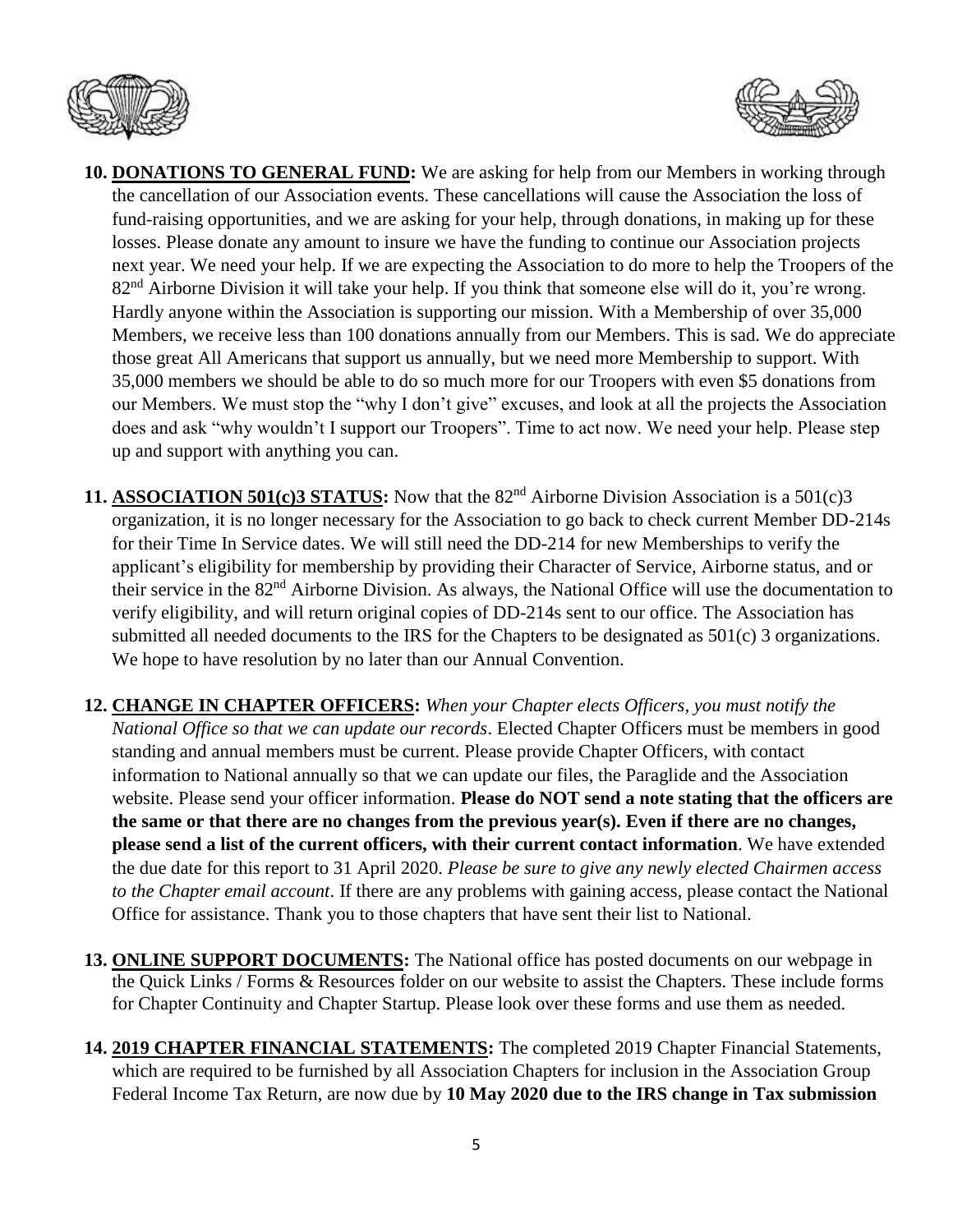10. **<u>DONATIONS TO GENERAL FUND</u>:** We are asking for help from our Members in working through the cancellation of our Association events. These cancellations will cause the Association the loss of fund-raising opportunities, and we are asking for your help, through donations, in making up for these losses. Please donate any amount to insure we have the funding to continue our Association projects next year. We need your help. If we are expecting the Association to do more to help the Troopers of the 82nd Airborne Division it will take your help. If you think that someone else will do it, you're wrong. Hardly anyone within the Association is supporting our mission. With a Membership of over 35,000 Members, we receive less than 100 donations annually from our Members. This is sad. We do appreciate those great All Americans that support us annually, but we need more Membership to support. With 35,000 members we should be able to do so much more for our Troopers with even $5 donations from our Members. We must stop the "why I don't give" excuses, and look at all the projects the Association does and ask "why wouldn't I support our Troopers". Time to act now. We need your help. Please step up and support with anything you can.

11. **<u>ASSOCIATION 501(c)3 STATUS</u>:** Now that the 82nd Airborne Division Association is a 501(c)3 organization, it is no longer necessary for the Association to go back to check current Member DD-214s for their Time In Service dates. We will still need the DD-214 for new Memberships to verify the applicant's eligibility for membership by providing their Character of Service, Airborne status, and or their service in the 82nd Airborne Division. As always, the National Office will use the documentation to verify eligibility, and will return original copies of DD-214s sent to our office. The Association has submitted all needed documents to the IRS for the Chapters to be designated as 501(c) 3 organizations. We hope to have resolution by no later than our Annual Convention.

12. **<u>CHANGE IN CHAPTER OFFICERS</u>:** *When your Chapter elects Officers, you must notify the National Office so that we can update our records*. Elected Chapter Officers must be members in good standing and annual members must be current. Please provide Chapter Officers, with contact information to National annually so that we can update our files, the Paraglide and the Association website. Please send your officer information. **Please do NOT send a note stating that the officers are the same or that there are no changes from the previous year(s). Even if there are no changes, please send a list of the current officers, with their current contact information**. We have extended the due date for this report to 31 April 2020. *Please be sure to give any newly elected Chairmen access to the Chapter email account*. If there are any problems with gaining access, please contact the National Office for assistance. Thank you to those chapters that have sent their list to National.

13. **<u>ONLINE SUPPORT DOCUMENTS</u>:** The National office has posted documents on our webpage in the Quick Links / Forms & Resources folder on our website to assist the Chapters. These include forms for Chapter Continuity and Chapter Startup. Please look over these forms and use them as needed.

14. **<u>2019 CHAPTER FINANCIAL STATEMENTS</u>:** The completed 2019 Chapter Financial Statements, which are required to be furnished by all Association Chapters for inclusion in the Association Group Federal Income Tax Return, are now due by **10 May 2020 due to the IRS change in Tax submission**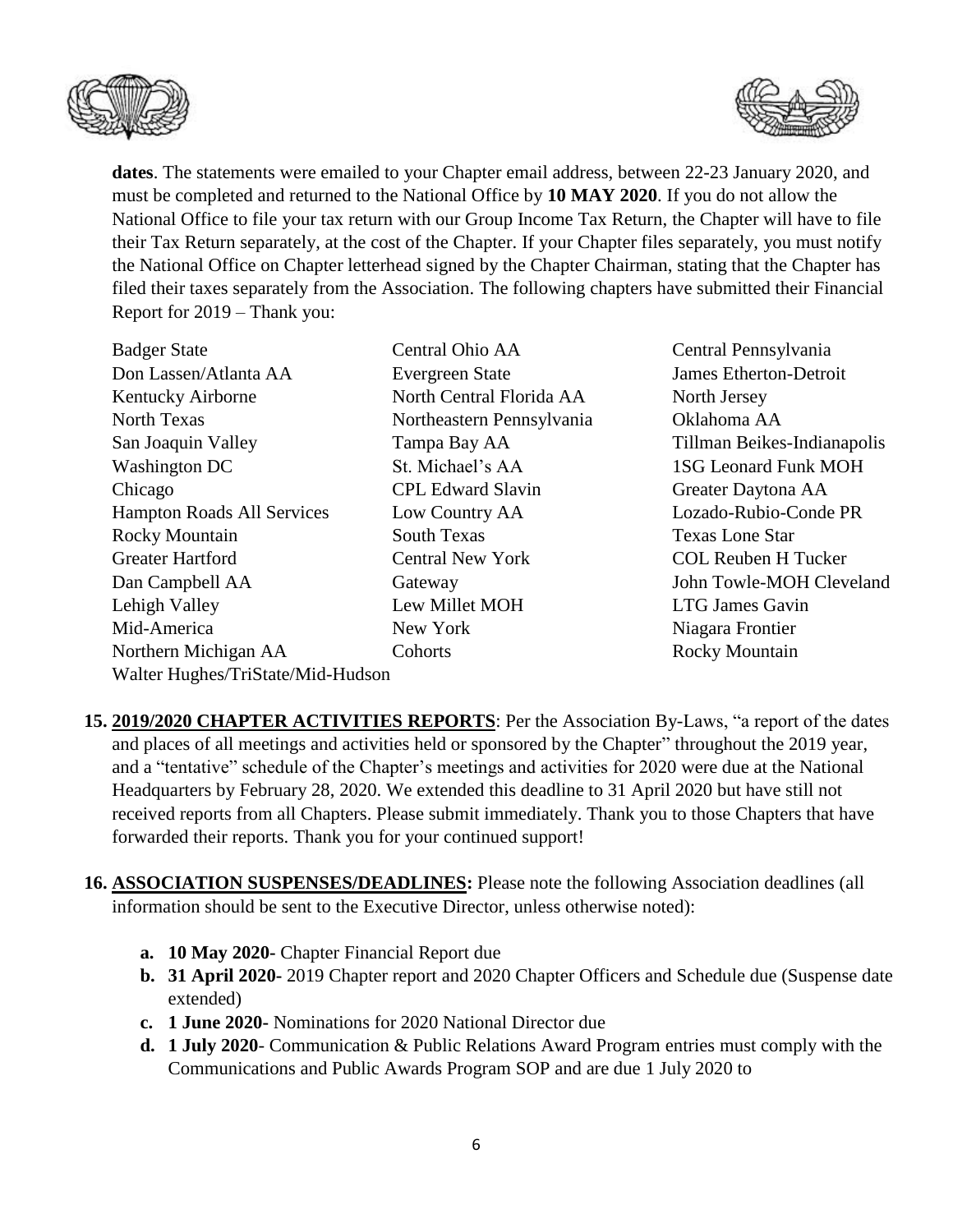**dates**. The statements were emailed to your Chapter email address, between 22-23 January 2020, and must be completed and returned to the National Office by **10 MAY 2020**. If you do not allow the National Office to file your tax return with our Group Income Tax Return, the Chapter will have to file their Tax Return separately, at the cost of the Chapter. If your Chapter files separately, you must notify the National Office on Chapter letterhead signed by the Chapter Chairman, stating that the Chapter has filed their taxes separately from the Association. The following chapters have submitted their Financial Report for 2019 – Thank you:

| | | |
|---|---|---|
| Badger State | Central Ohio AA | Central Pennsylvania |
| Don Lassen/Atlanta AA | Evergreen State | James Etherton-Detroit |
| Kentucky Airborne | North Central Florida AA | North Jersey |
| North Texas | Northeastern Pennsylvania | Oklahoma AA |
| San Joaquin Valley | Tampa Bay AA | Tillman Beikes-Indianapolis |
| Washington DC | St. Michael's AA | 1SG Leonard Funk MOH |
| Chicago | CPL Edward Slavin | Greater Daytona AA |
| Hampton Roads All Services | Low Country AA | Lozado-Rubio-Conde PR |
| Rocky Mountain | South Texas | Texas Lone Star |
| Greater Hartford | Central New York | COL Reuben H Tucker |
| Dan Campbell AA | Gateway | John Towle-MOH Cleveland |
| Lehigh Valley | Lew Millet MOH | LTG James Gavin |
| Mid-America | New York | Niagara Frontier |
| Northern Michigan AA | Cohorts | Rocky Mountain |
| Walter Hughes/TriState/Mid-Hudson | | |

**15. <u>2019/2020 CHAPTER ACTIVITIES REPORTS</u>**: Per the Association By-Laws, "a report of the dates and places of all meetings and activities held or sponsored by the Chapter" throughout the 2019 year, and a "tentative" schedule of the Chapter's meetings and activities for 2020 were due at the National Headquarters by February 28, 2020. We extended this deadline to 31 April 2020 but have still not received reports from all Chapters. Please submit immediately. Thank you to those Chapters that have forwarded their reports. Thank you for your continued support!

**16. <u>ASSOCIATION SUSPENSES/DEADLINES</u>:** Please note the following Association deadlines (all information should be sent to the Executive Director, unless otherwise noted):

- **a. 10 May 2020-** Chapter Financial Report due
- **b. 31 April 2020-** 2019 Chapter report and 2020 Chapter Officers and Schedule due (Suspense date extended)
- **c. 1 June 2020-** Nominations for 2020 National Director due
- **d. 1 July 2020**- Communication & Public Relations Award Program entries must comply with the Communications and Public Awards Program SOP and are due 1 July 2020 to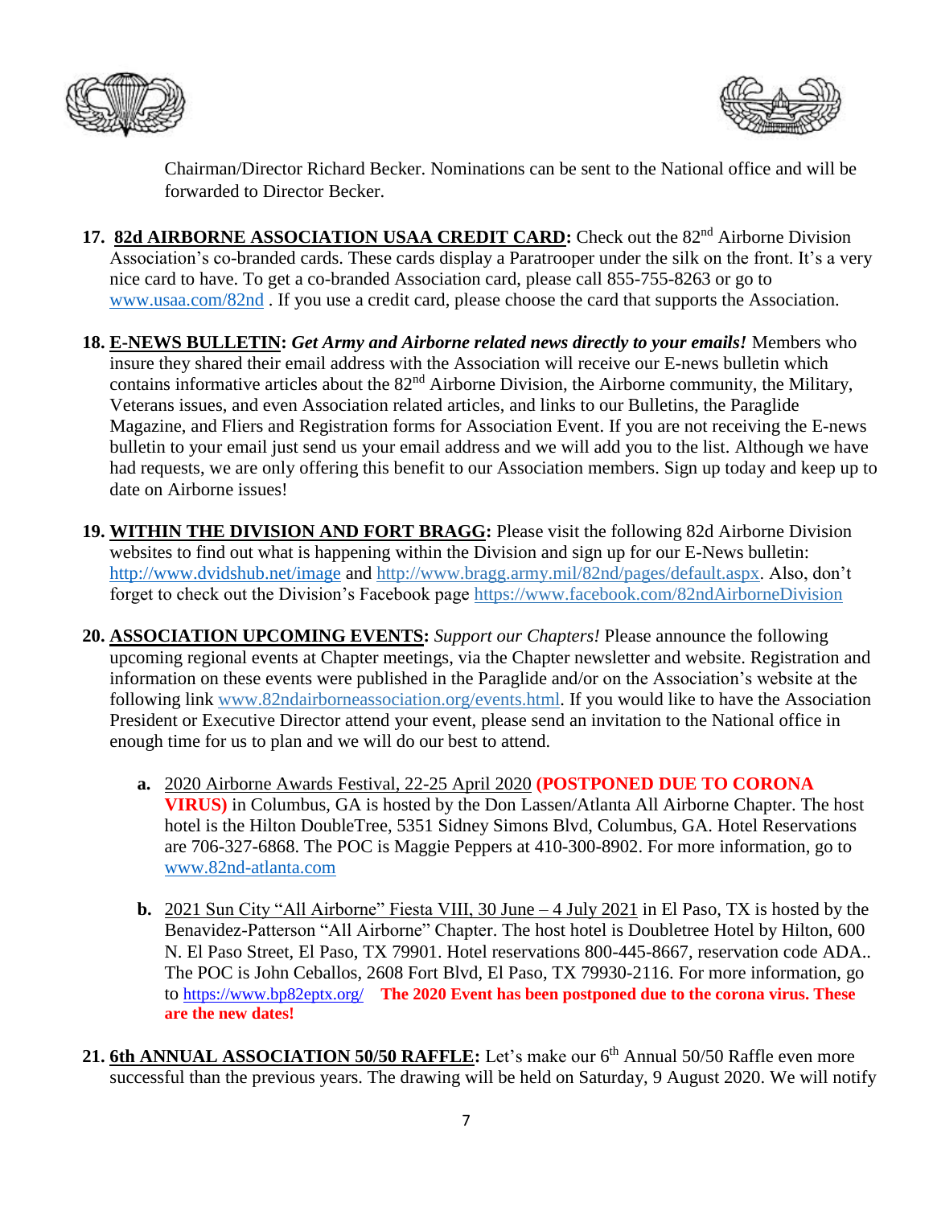Chairman/Director Richard Becker. Nominations can be sent to the National office and will be forwarded to Director Becker.

17. **82d AIRBORNE ASSOCIATION USAA CREDIT CARD:** Check out the 82nd Airborne Division Association's co-branded cards. These cards display a Paratrooper under the silk on the front. It's a very nice card to have. To get a co-branded Association card, please call 855-755-8263 or go to www.usaa.com/82nd . If you use a credit card, please choose the card that supports the Association.

18. **E-NEWS BULLETIN:** ***Get Army and Airborne related news directly to your emails!*** Members who insure they shared their email address with the Association will receive our E-news bulletin which contains informative articles about the 82nd Airborne Division, the Airborne community, the Military, Veterans issues, and even Association related articles, and links to our Bulletins, the Paraglide Magazine, and Fliers and Registration forms for Association Event. If you are not receiving the E-news bulletin to your email just send us your email address and we will add you to the list. Although we have had requests, we are only offering this benefit to our Association members. Sign up today and keep up to date on Airborne issues!

19. **WITHIN THE DIVISION AND FORT BRAGG:** Please visit the following 82d Airborne Division websites to find out what is happening within the Division and sign up for our E-News bulletin: http://www.dvidshub.net/image and http://www.bragg.army.mil/82nd/pages/default.aspx. Also, don't forget to check out the Division's Facebook page https://www.facebook.com/82ndAirborneDivision

20. **ASSOCIATION UPCOMING EVENTS:** *Support our Chapters!* Please announce the following upcoming regional events at Chapter meetings, via the Chapter newsletter and website. Registration and information on these events were published in the Paraglide and/or on the Association's website at the following link www.82ndairborneassociation.org/events.html. If you would like to have the Association President or Executive Director attend your event, please send an invitation to the National office in enough time for us to plan and we will do our best to attend.

    a. 2020 Airborne Awards Festival, 22-25 April 2020 **(POSTPONED DUE TO CORONA VIRUS)** in Columbus, GA is hosted by the Don Lassen/Atlanta All Airborne Chapter. The host hotel is the Hilton DoubleTree, 5351 Sidney Simons Blvd, Columbus, GA. Hotel Reservations are 706-327-6868. The POC is Maggie Peppers at 410-300-8902. For more information, go to www.82nd-atlanta.com

    b. 2021 Sun City "All Airborne" Fiesta VIII, 30 June – 4 July 2021 in El Paso, TX is hosted by the Benavidez-Patterson "All Airborne" Chapter. The host hotel is Doubletree Hotel by Hilton, 600 N. El Paso Street, El Paso, TX 79901. Hotel reservations 800-445-8667, reservation code ADA.. The POC is John Ceballos, 2608 Fort Blvd, El Paso, TX 79930-2116. For more information, go to https://www.bp82eptx.org/ **The 2020 Event has been postponed due to the corona virus. These are the new dates!**

21. **6th ANNUAL ASSOCIATION 50/50 RAFFLE:** Let's make our 6th Annual 50/50 Raffle even more successful than the previous years. The drawing will be held on Saturday, 9 August 2020. We will notify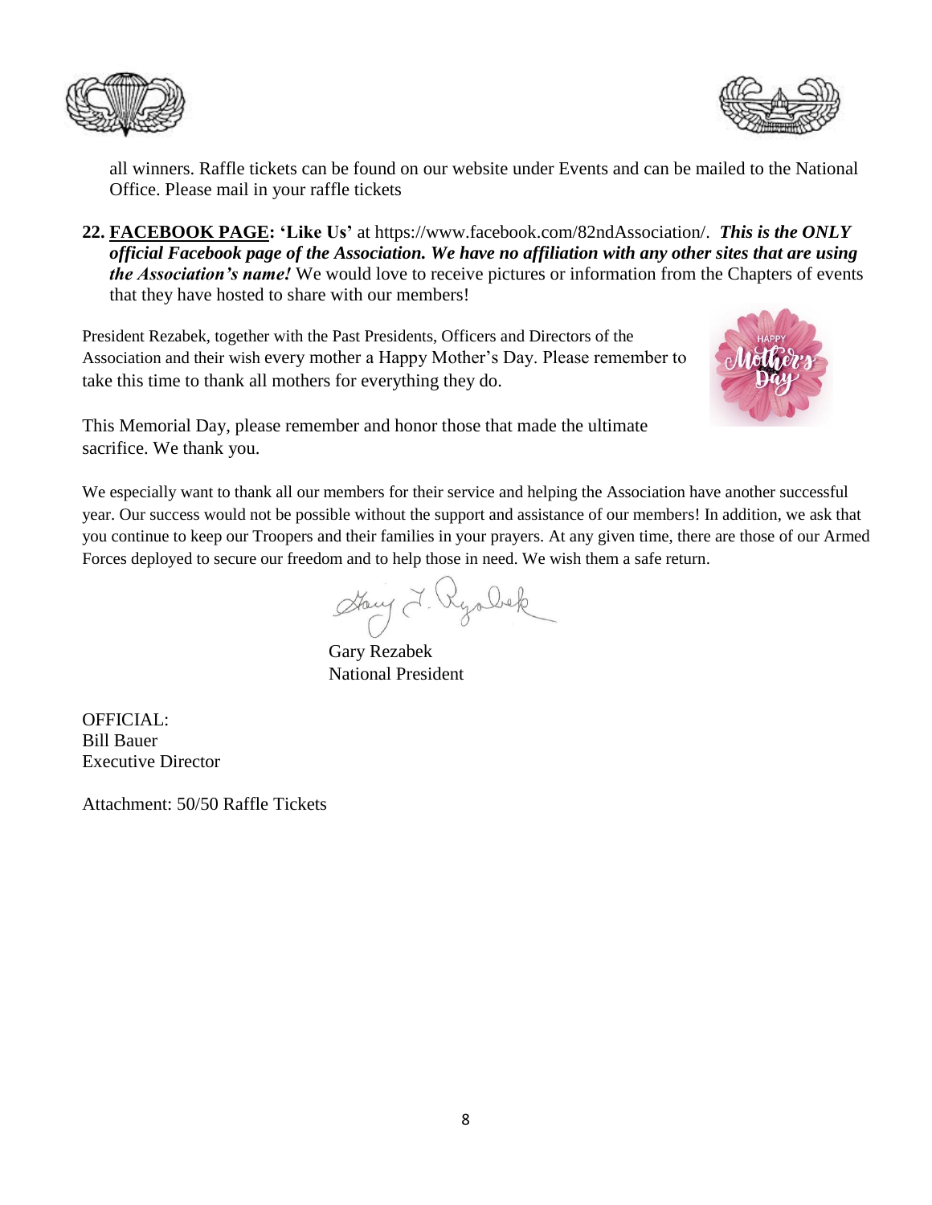all winners. Raffle tickets can be found on our website under Events and can be mailed to the National Office. Please mail in your raffle tickets

22. **FACEBOOK PAGE: 'Like Us'** at https://www.facebook.com/82ndAssociation/. ***This is the ONLY official Facebook page of the Association. We have no affiliation with any other sites that are using the Association's name!*** We would love to receive pictures or information from the Chapters of events that they have hosted to share with our members!

President Rezabek, together with the Past Presidents, Officers and Directors of the Association and their wish every mother a Happy Mother's Day. Please remember to take this time to thank all mothers for everything they do.

This Memorial Day, please remember and honor those that made the ultimate sacrifice. We thank you.

We especially want to thank all our members for their service and helping the Association have another successful year. Our success would not be possible without the support and assistance of our members! In addition, we ask that you continue to keep our Troopers and their families in your prayers. At any given time, there are those of our Armed Forces deployed to secure our freedom and to help those in need. We wish them a safe return.

Gary Rezabek
National President

OFFICIAL:
Bill Bauer
Executive Director

Attachment: 50/50 Raffle Tickets